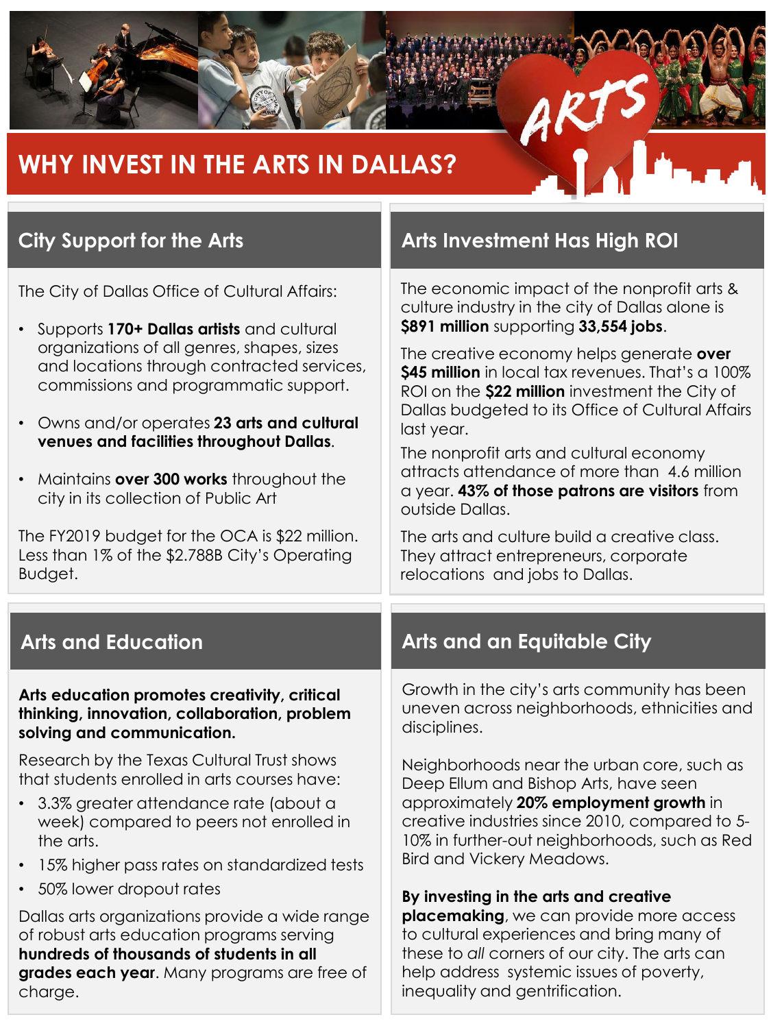# WHY INVEST IN THE ARTS IN DALLAS?

## City Support for the Arts

The City of Dallas Office of Cultural Affairs:

- Supports **170+ Dallas artists** and cultural organizations of all genres, shapes, sizes and locations through contracted services, commissions and programmatic support.
- Owns and/or operates **23 arts and cultural venues and facilities throughout Dallas**.
- Maintains **over 300 works** throughout the city in its collection of Public Art

The FY2019 budget for the OCA is $22 million. Less than 1% of the $2.788B City's Operating Budget.

## Arts Investment Has High ROI

The economic impact of the nonprofit arts & culture industry in the city of Dallas alone is **$891 million** supporting **33,554 jobs**.

The creative economy helps generate **over $45 million** in local tax revenues. That's a 100% ROI on the **$22 million** investment the City of Dallas budgeted to its Office of Cultural Affairs last year.

The nonprofit arts and cultural economy attracts attendance of more than 4.6 million a year. **43% of those patrons are visitors** from outside Dallas.

The arts and culture build a creative class. They attract entrepreneurs, corporate relocations and jobs to Dallas.

## Arts and Education

**Arts education promotes creativity, critical thinking, innovation, collaboration, problem solving and communication.**

Research by the Texas Cultural Trust shows that students enrolled in arts courses have:

- 3.3% greater attendance rate (about a week) compared to peers not enrolled in the arts.
- 15% higher pass rates on standardized tests
- 50% lower dropout rates

Dallas arts organizations provide a wide range of robust arts education programs serving **hundreds of thousands of students in all grades each year**. Many programs are free of charge.

## Arts and an Equitable City

Growth in the city's arts community has been uneven across neighborhoods, ethnicities and disciplines.

Neighborhoods near the urban core, such as Deep Ellum and Bishop Arts, have seen approximately **20% employment growth** in creative industries since 2010, compared to 5-10% in further-out neighborhoods, such as Red Bird and Vickery Meadows.

**By investing in the arts and creative placemaking**, we can provide more access to cultural experiences and bring many of these to *all* corners of our city. The arts can help address systemic issues of poverty, inequality and gentrification.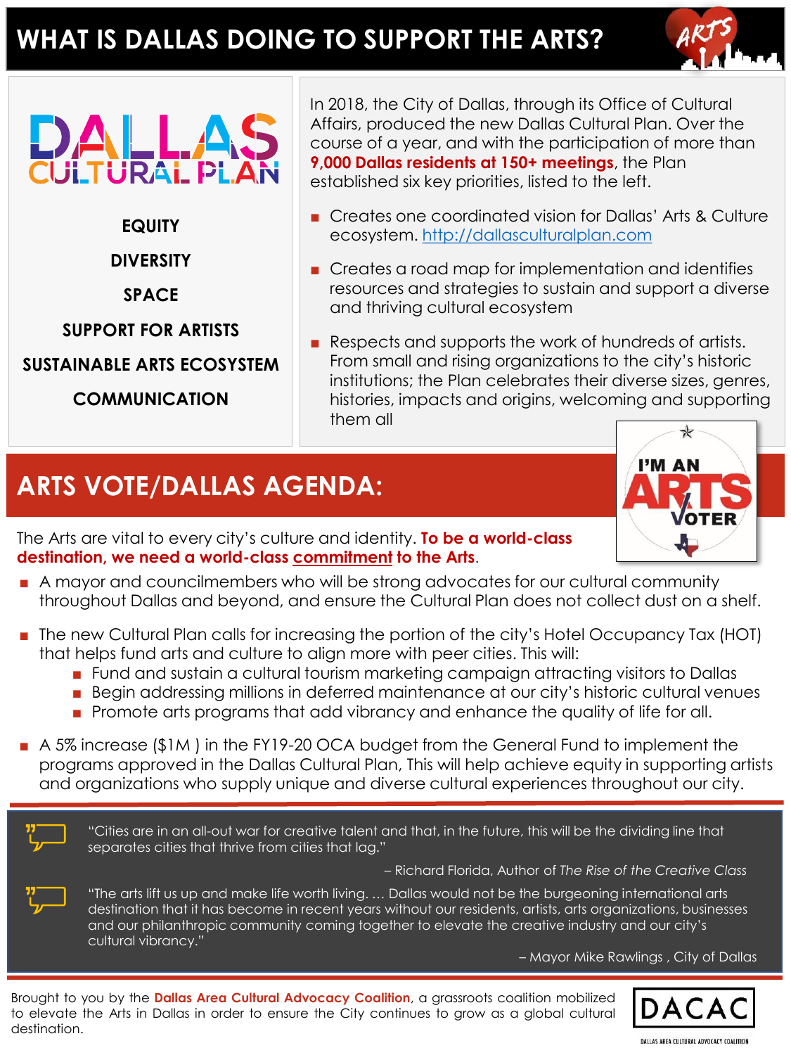# WHAT IS DALLAS DOING TO SUPPORT THE ARTS?

DALLAS CULTURAL PLAN

**EQUITY**

**DIVERSITY**

**SPACE**

**SUPPORT FOR ARTISTS**

**SUSTAINABLE ARTS ECOSYSTEM**

**COMMUNICATION**

In 2018, the City of Dallas, through its Office of Cultural Affairs, produced the new Dallas Cultural Plan. Over the course of a year, and with the participation of more than **9,000 Dallas residents at 150+ meetings**, the Plan established six key priorities, listed to the left.

- Creates one coordinated vision for Dallas' Arts & Culture ecosystem. http://dallasculturalplan.com
- Creates a road map for implementation and identifies resources and strategies to sustain and support a diverse and thriving cultural ecosystem
- Respects and supports the work of hundreds of artists. From small and rising organizations to the city's historic institutions; the Plan celebrates their diverse sizes, genres, histories, impacts and origins, welcoming and supporting them all

## ARTS VOTE/DALLAS AGENDA:

I'M AN ARTS VOTER

The Arts are vital to every city's culture and identity. **To be a world-class destination, we need a world-class commitment to the Arts**.

- A mayor and councilmembers who will be strong advocates for our cultural community throughout Dallas and beyond, and ensure the Cultural Plan does not collect dust on a shelf.
- The new Cultural Plan calls for increasing the portion of the city's Hotel Occupancy Tax (HOT) that helps fund arts and culture to align more with peer cities. This will:
  - Fund and sustain a cultural tourism marketing campaign attracting visitors to Dallas
  - Begin addressing millions in deferred maintenance at our city's historic cultural venues
  - Promote arts programs that add vibrancy and enhance the quality of life for all.
- A 5% increase ($1M ) in the FY19-20 OCA budget from the General Fund to implement the programs approved in the Dallas Cultural Plan, This will help achieve equity in supporting artists and organizations who supply unique and diverse cultural experiences throughout our city.

> "Cities are in an all-out war for creative talent and that, in the future, this will be the dividing line that separates cities that thrive from cities that lag."
>
> – Richard Florida, Author of *The Rise of the Creative Class*

> "The arts lift us up and make life worth living. ... Dallas would not be the burgeoning international arts destination that it has become in recent years without our residents, artists, arts organizations, businesses and our philanthropic community coming together to elevate the creative industry and our city's cultural vibrancy."
>
> – Mayor Mike Rawlings , City of Dallas

Brought to you by the **Dallas Area Cultural Advocacy Coalition**, a grassroots coalition mobilized to elevate the Arts in Dallas in order to ensure the City continues to grow as a global cultural destination.

DACAC
DALLAS AREA CULTURAL ADVOCACY COALITION